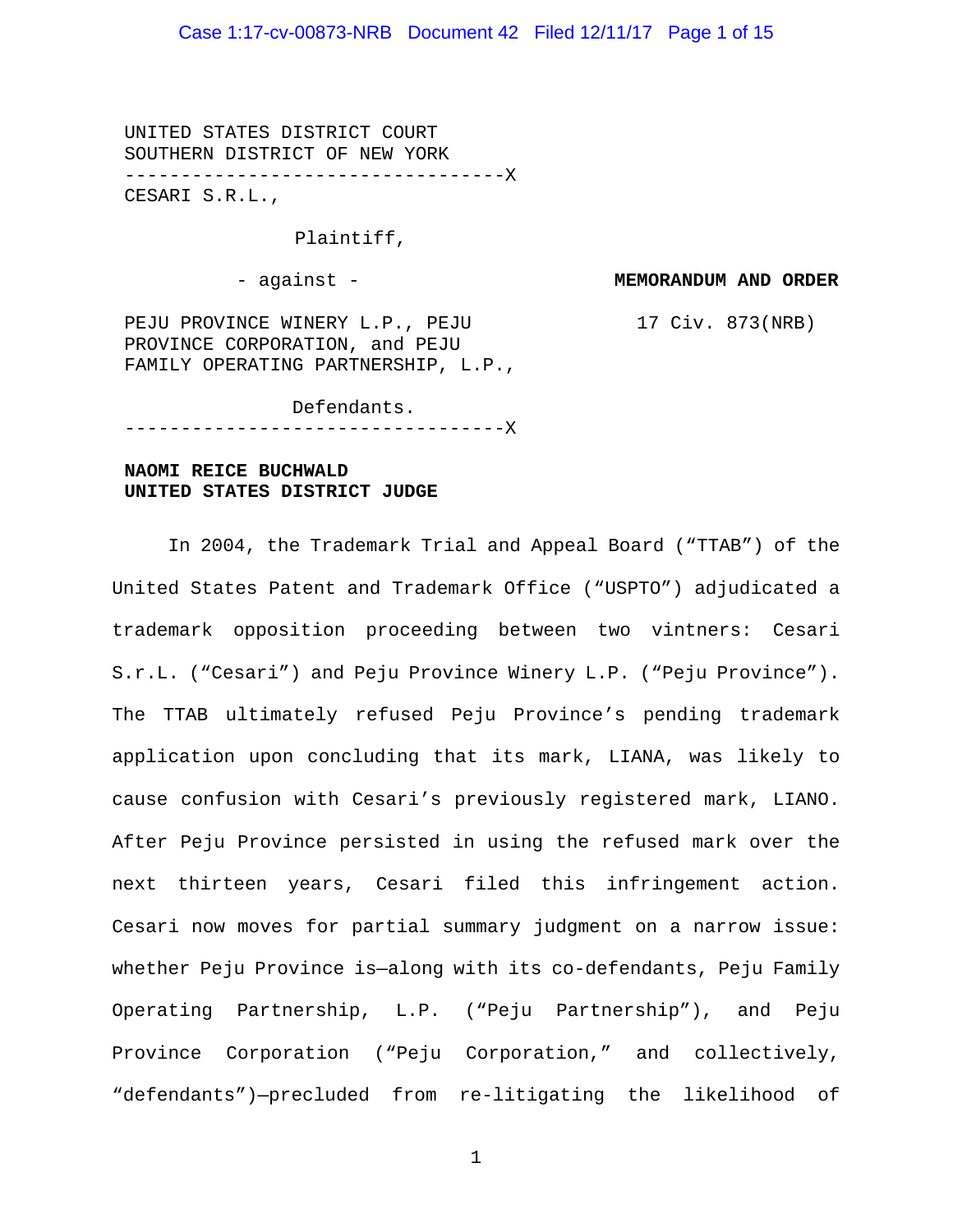UNITED STATES DISTRICT COURT
SOUTHERN DISTRICT OF NEW YORK

----------------------------------X

CESARI S.R.L.,

Plaintiff,

- against -

PEJU PROVINCE WINERY L.P., PEJU PROVINCE CORPORATION, and PEJU FAMILY OPERATING PARTNERSHIP, L.P.,

Defendants.

----------------------------------X

**MEMORANDUM AND ORDER**

17 Civ. 873(NRB)

**NAOMI REICE BUCHWALD**
**UNITED STATES DISTRICT JUDGE**

In 2004, the Trademark Trial and Appeal Board ("TTAB") of the United States Patent and Trademark Office ("USPTO") adjudicated a trademark opposition proceeding between two vintners: Cesari S.r.L. ("Cesari") and Peju Province Winery L.P. ("Peju Province"). The TTAB ultimately refused Peju Province's pending trademark application upon concluding that its mark, LIANA, was likely to cause confusion with Cesari's previously registered mark, LIANO. After Peju Province persisted in using the refused mark over the next thirteen years, Cesari filed this infringement action. Cesari now moves for partial summary judgment on a narrow issue: whether Peju Province is—along with its co-defendants, Peju Family Operating Partnership, L.P. ("Peju Partnership"), and Peju Province Corporation ("Peju Corporation," and collectively, "defendants")—precluded from re-litigating the likelihood of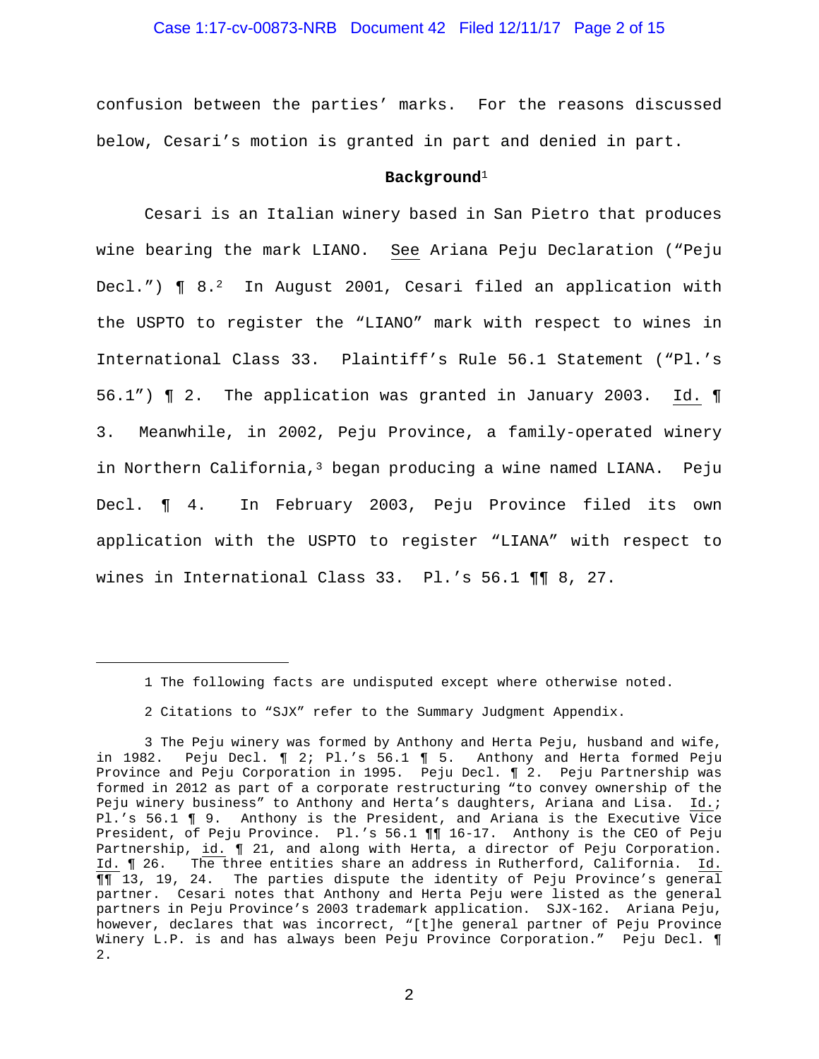confusion between the parties' marks. For the reasons discussed below, Cesari's motion is granted in part and denied in part.

## Background[1]

Cesari is an Italian winery based in San Pietro that produces wine bearing the mark LIANO. See Ariana Peju Declaration ("Peju Decl.") ¶ 8.[2] In August 2001, Cesari filed an application with the USPTO to register the "LIANO" mark with respect to wines in International Class 33. Plaintiff's Rule 56.1 Statement ("Pl.'s 56.1") ¶ 2. The application was granted in January 2003. Id. ¶ 3. Meanwhile, in 2002, Peju Province, a family-operated winery in Northern California,[3] began producing a wine named LIANA. Peju Decl. ¶ 4. In February 2003, Peju Province filed its own application with the USPTO to register "LIANA" with respect to wines in International Class 33. Pl.'s 56.1 ¶¶ 8, 27.

---

1 The following facts are undisputed except where otherwise noted.

2 Citations to "SJX" refer to the Summary Judgment Appendix.

3 The Peju winery was formed by Anthony and Herta Peju, husband and wife, in 1982. Peju Decl. ¶ 2; Pl.'s 56.1 ¶ 5. Anthony and Herta formed Peju Province and Peju Corporation in 1995. Peju Decl. ¶ 2. Peju Partnership was formed in 2012 as part of a corporate restructuring "to convey ownership of the Peju winery business" to Anthony and Herta's daughters, Ariana and Lisa. Id.; Pl.'s 56.1 ¶ 9. Anthony is the President, and Ariana is the Executive Vice President, of Peju Province. Pl.'s 56.1 ¶¶ 16-17. Anthony is the CEO of Peju Partnership, id. ¶ 21, and along with Herta, a director of Peju Corporation. Id. ¶ 26. The three entities share an address in Rutherford, California. Id. ¶¶ 13, 19, 24. The parties dispute the identity of Peju Province's general partner. Cesari notes that Anthony and Herta Peju were listed as the general partners in Peju Province's 2003 trademark application. SJX-162. Ariana Peju, however, declares that was incorrect, "[t]he general partner of Peju Province Winery L.P. is and has always been Peju Province Corporation." Peju Decl. ¶ 2.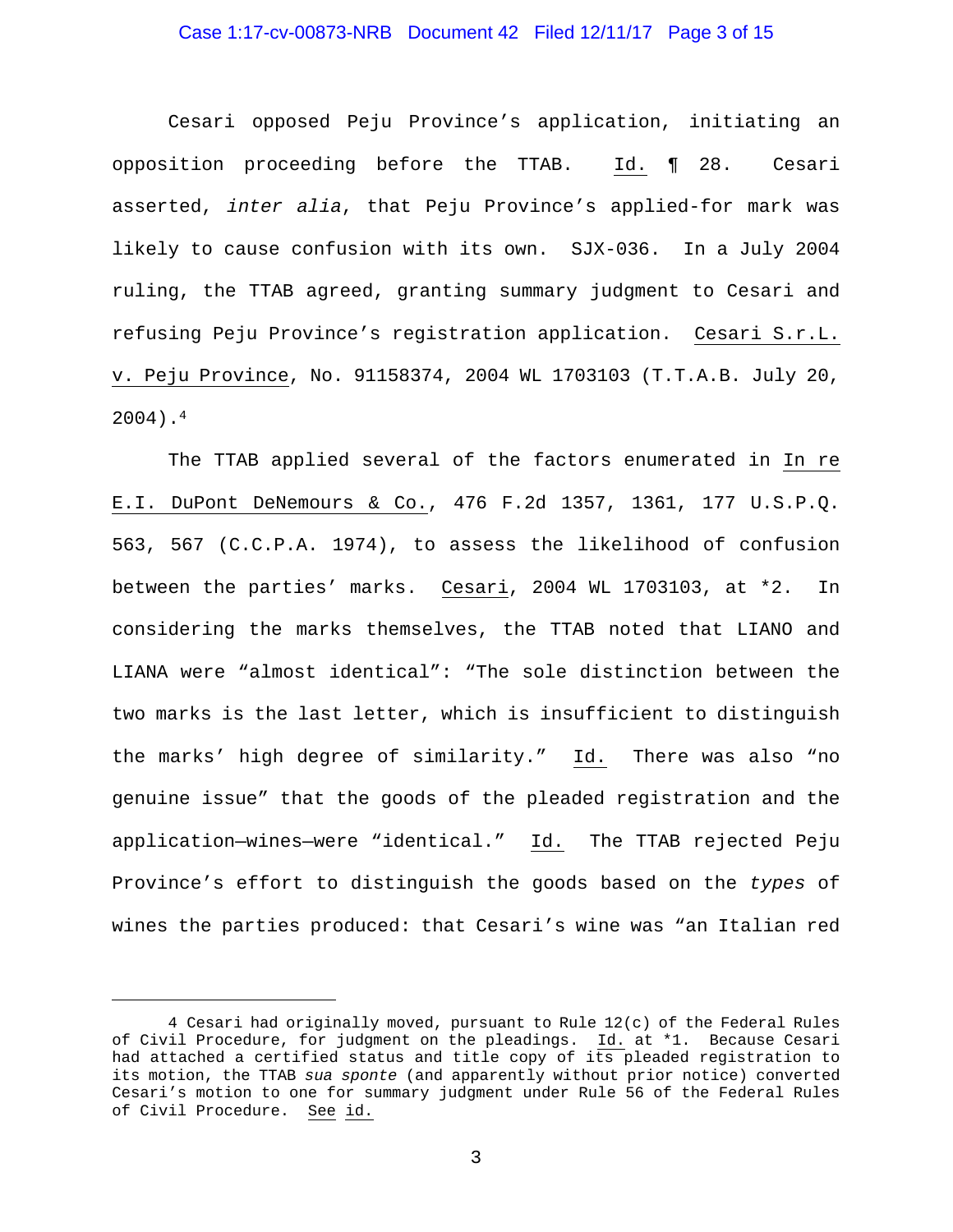Cesari opposed Peju Province's application, initiating an opposition proceeding before the TTAB. Id. ¶ 28. Cesari asserted, *inter alia*, that Peju Province's applied-for mark was likely to cause confusion with its own. SJX-036. In a July 2004 ruling, the TTAB agreed, granting summary judgment to Cesari and refusing Peju Province's registration application. Cesari S.r.L. v. Peju Province, No. 91158374, 2004 WL 1703103 (T.T.A.B. July 20, 2004).[4]

The TTAB applied several of the factors enumerated in In re E.I. DuPont DeNemours & Co., 476 F.2d 1357, 1361, 177 U.S.P.Q. 563, 567 (C.C.P.A. 1974), to assess the likelihood of confusion between the parties' marks. Cesari, 2004 WL 1703103, at *2. In considering the marks themselves, the TTAB noted that LIANO and LIANA were "almost identical": "The sole distinction between the two marks is the last letter, which is insufficient to distinguish the marks' high degree of similarity." Id. There was also "no genuine issue" that the goods of the pleaded registration and the application—wines—were "identical." Id. The TTAB rejected Peju Province's effort to distinguish the goods based on the *types* of wines the parties produced: that Cesari's wine was "an Italian red

---

4 Cesari had originally moved, pursuant to Rule 12(c) of the Federal Rules of Civil Procedure, for judgment on the pleadings. Id. at *1. Because Cesari had attached a certified status and title copy of its pleaded registration to its motion, the TTAB *sua sponte* (and apparently without prior notice) converted Cesari's motion to one for summary judgment under Rule 56 of the Federal Rules of Civil Procedure. See id.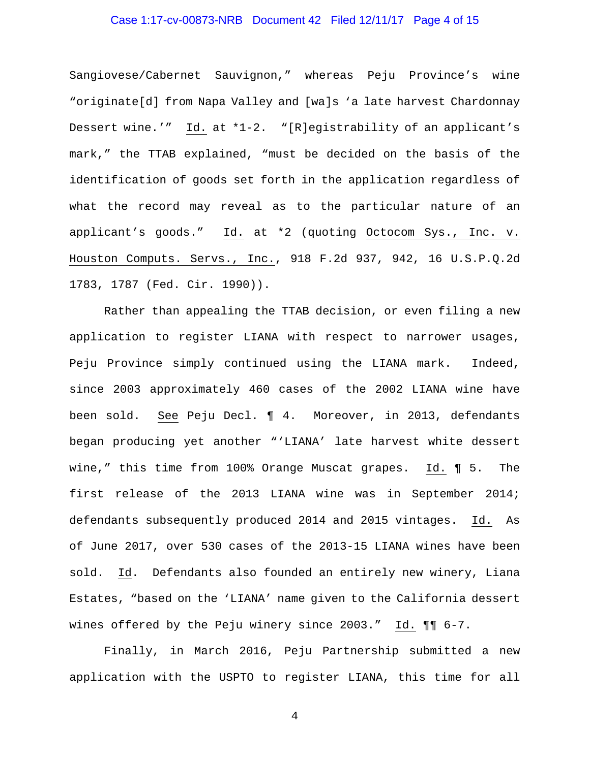Sangiovese/Cabernet Sauvignon," whereas Peju Province's wine "originate[d] from Napa Valley and [wa]s 'a late harvest Chardonnay Dessert wine.'" Id. at *1-2. "[R]egistrability of an applicant's mark," the TTAB explained, "must be decided on the basis of the identification of goods set forth in the application regardless of what the record may reveal as to the particular nature of an applicant's goods." Id. at *2 (quoting Octocom Sys., Inc. v. Houston Computs. Servs., Inc., 918 F.2d 937, 942, 16 U.S.P.Q.2d 1783, 1787 (Fed. Cir. 1990)).

Rather than appealing the TTAB decision, or even filing a new application to register LIANA with respect to narrower usages, Peju Province simply continued using the LIANA mark. Indeed, since 2003 approximately 460 cases of the 2002 LIANA wine have been sold. See Peju Decl. ¶ 4. Moreover, in 2013, defendants began producing yet another "'LIANA' late harvest white dessert wine," this time from 100% Orange Muscat grapes. Id. ¶ 5. The first release of the 2013 LIANA wine was in September 2014; defendants subsequently produced 2014 and 2015 vintages. Id. As of June 2017, over 530 cases of the 2013-15 LIANA wines have been sold. Id. Defendants also founded an entirely new winery, Liana Estates, "based on the 'LIANA' name given to the California dessert wines offered by the Peju winery since 2003." Id. ¶¶ 6-7.

Finally, in March 2016, Peju Partnership submitted a new application with the USPTO to register LIANA, this time for all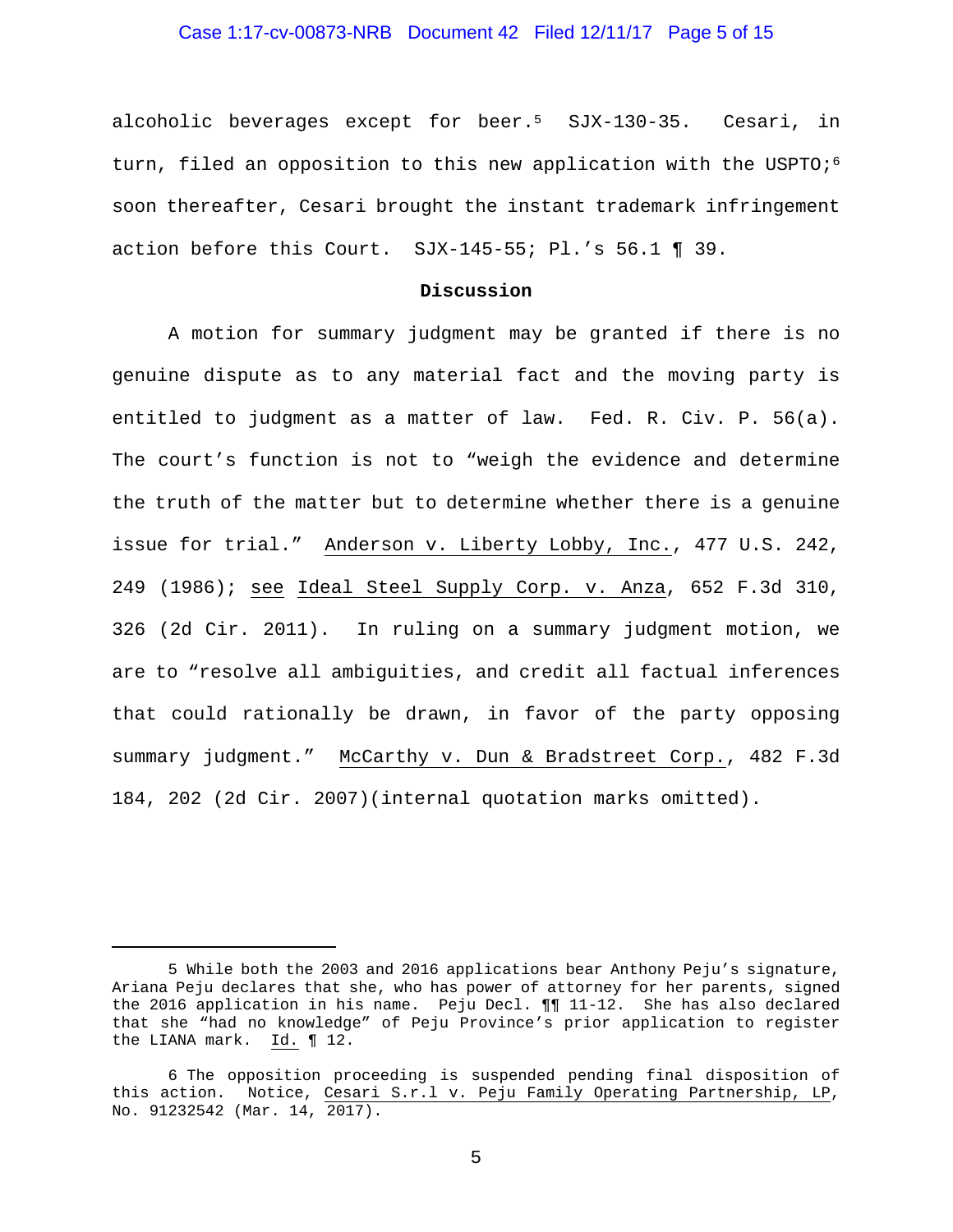alcoholic beverages except for beer.[5] SJX-130-35. Cesari, in turn, filed an opposition to this new application with the USPTO;[6] soon thereafter, Cesari brought the instant trademark infringement action before this Court. SJX-145-55; Pl.'s 56.1 ¶ 39.

**Discussion**

A motion for summary judgment may be granted if there is no genuine dispute as to any material fact and the moving party is entitled to judgment as a matter of law. Fed. R. Civ. P. 56(a). The court's function is not to "weigh the evidence and determine the truth of the matter but to determine whether there is a genuine issue for trial." Anderson v. Liberty Lobby, Inc., 477 U.S. 242, 249 (1986); see Ideal Steel Supply Corp. v. Anza, 652 F.3d 310, 326 (2d Cir. 2011). In ruling on a summary judgment motion, we are to "resolve all ambiguities, and credit all factual inferences that could rationally be drawn, in favor of the party opposing summary judgment." McCarthy v. Dun & Bradstreet Corp., 482 F.3d 184, 202 (2d Cir. 2007)(internal quotation marks omitted).

---

5 While both the 2003 and 2016 applications bear Anthony Peju's signature, Ariana Peju declares that she, who has power of attorney for her parents, signed the 2016 application in his name. Peju Decl. ¶¶ 11-12. She has also declared that she "had no knowledge" of Peju Province's prior application to register the LIANA mark. Id. ¶ 12.

6 The opposition proceeding is suspended pending final disposition of this action. Notice, Cesari S.r.l v. Peju Family Operating Partnership, LP, No. 91232542 (Mar. 14, 2017).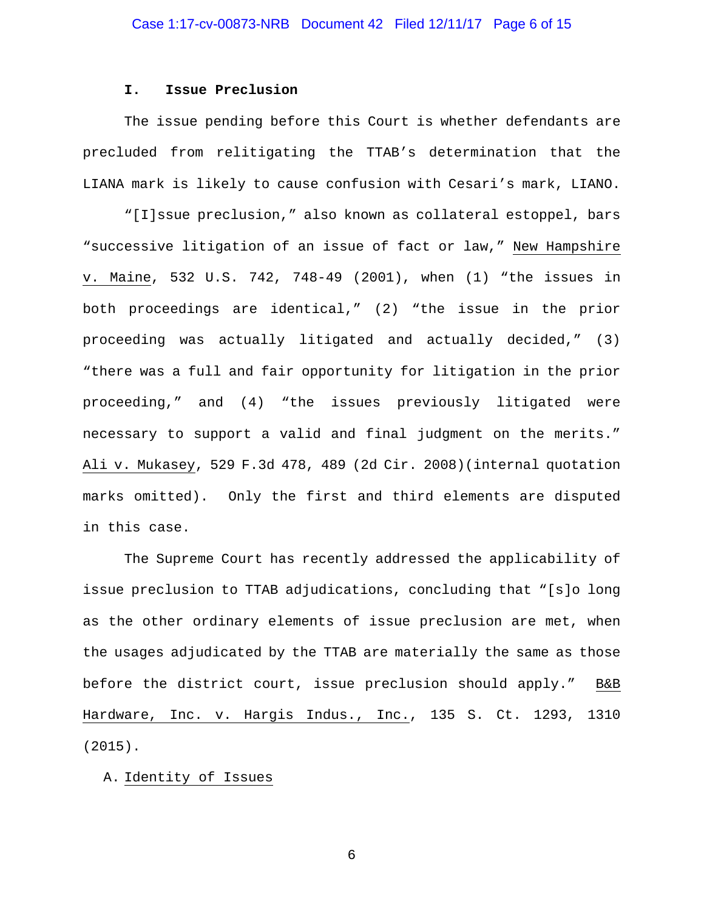## I. Issue Preclusion

The issue pending before this Court is whether defendants are precluded from relitigating the TTAB's determination that the LIANA mark is likely to cause confusion with Cesari's mark, LIANO.

"[I]ssue preclusion," also known as collateral estoppel, bars "successive litigation of an issue of fact or law," New Hampshire v. Maine, 532 U.S. 742, 748-49 (2001), when (1) "the issues in both proceedings are identical," (2) "the issue in the prior proceeding was actually litigated and actually decided," (3) "there was a full and fair opportunity for litigation in the prior proceeding," and (4) "the issues previously litigated were necessary to support a valid and final judgment on the merits." Ali v. Mukasey, 529 F.3d 478, 489 (2d Cir. 2008)(internal quotation marks omitted). Only the first and third elements are disputed in this case.

The Supreme Court has recently addressed the applicability of issue preclusion to TTAB adjudications, concluding that "[s]o long as the other ordinary elements of issue preclusion are met, when the usages adjudicated by the TTAB are materially the same as those before the district court, issue preclusion should apply." B&B Hardware, Inc. v. Hargis Indus., Inc., 135 S. Ct. 1293, 1310 (2015).

### A. Identity of Issues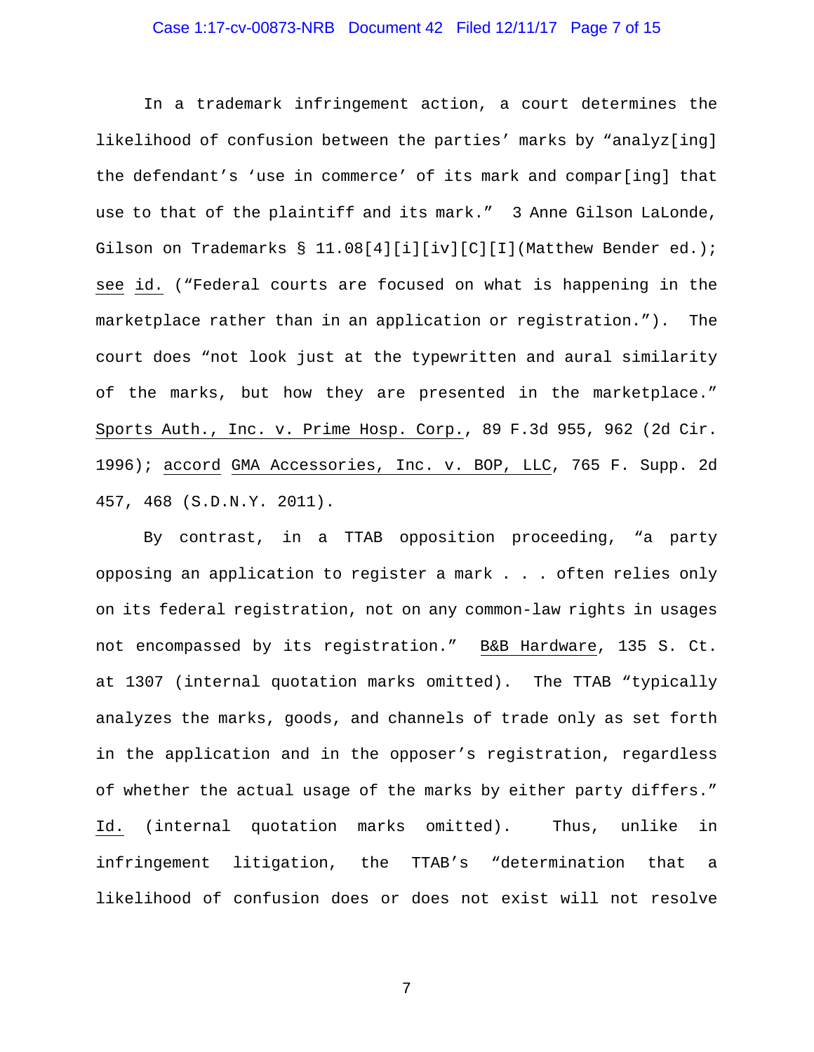In a trademark infringement action, a court determines the likelihood of confusion between the parties' marks by "analyz[ing] the defendant's 'use in commerce' of its mark and compar[ing] that use to that of the plaintiff and its mark." 3 Anne Gilson LaLonde, Gilson on Trademarks § 11.08[4][i][iv][C][I](Matthew Bender ed.); see id. ("Federal courts are focused on what is happening in the marketplace rather than in an application or registration."). The court does "not look just at the typewritten and aural similarity of the marks, but how they are presented in the marketplace." Sports Auth., Inc. v. Prime Hosp. Corp., 89 F.3d 955, 962 (2d Cir. 1996); accord GMA Accessories, Inc. v. BOP, LLC, 765 F. Supp. 2d 457, 468 (S.D.N.Y. 2011).

By contrast, in a TTAB opposition proceeding, "a party opposing an application to register a mark . . . often relies only on its federal registration, not on any common-law rights in usages not encompassed by its registration." B&B Hardware, 135 S. Ct. at 1307 (internal quotation marks omitted). The TTAB "typically analyzes the marks, goods, and channels of trade only as set forth in the application and in the opposer's registration, regardless of whether the actual usage of the marks by either party differs." Id. (internal quotation marks omitted). Thus, unlike in infringement litigation, the TTAB's "determination that a likelihood of confusion does or does not exist will not resolve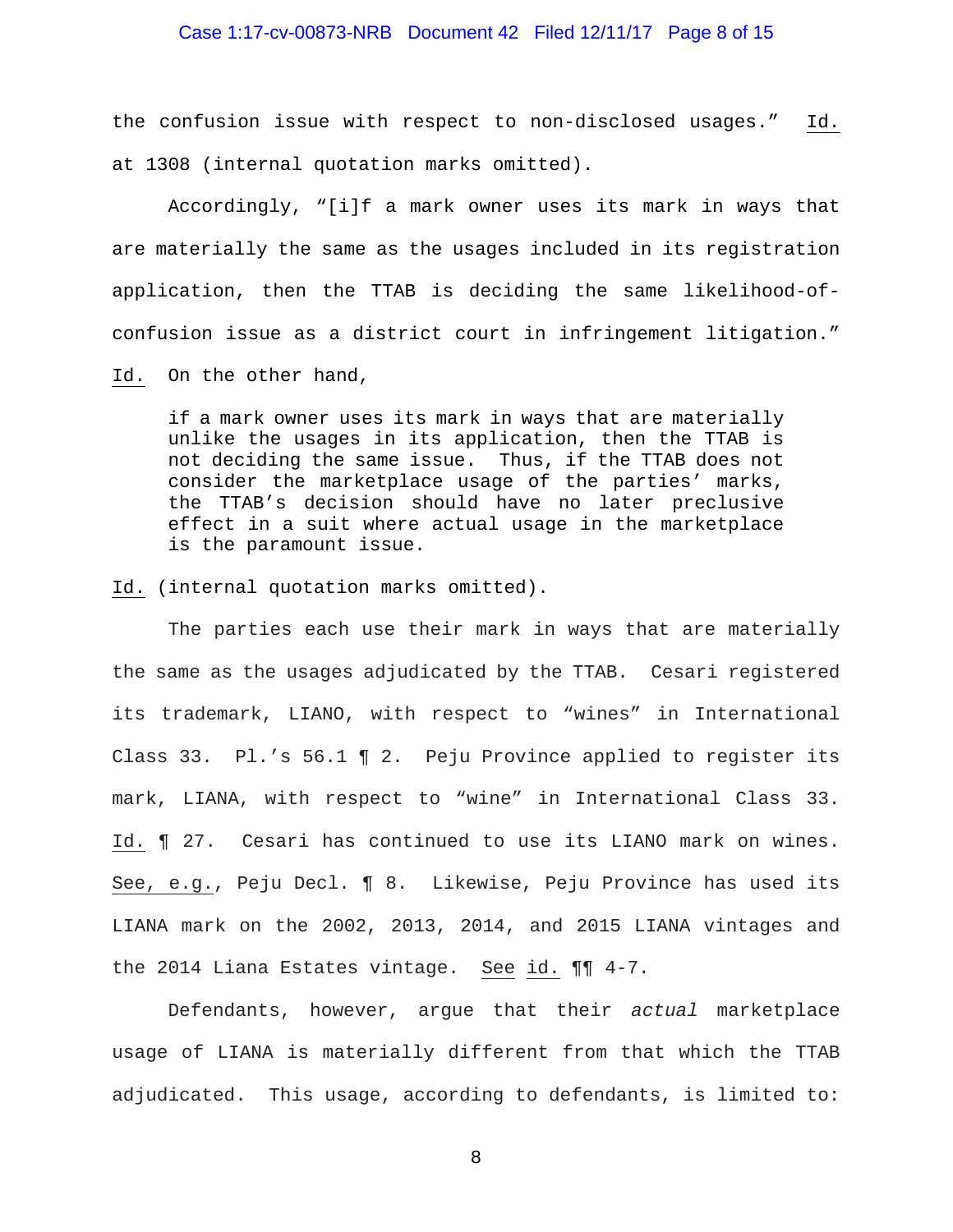the confusion issue with respect to non-disclosed usages." Id. at 1308 (internal quotation marks omitted).

Accordingly, "[i]f a mark owner uses its mark in ways that are materially the same as the usages included in its registration application, then the TTAB is deciding the same likelihood-of-confusion issue as a district court in infringement litigation." Id. On the other hand,

> if a mark owner uses its mark in ways that are materially unlike the usages in its application, then the TTAB is not deciding the same issue. Thus, if the TTAB does not consider the marketplace usage of the parties' marks, the TTAB's decision should have no later preclusive effect in a suit where actual usage in the marketplace is the paramount issue.

Id. (internal quotation marks omitted).

The parties each use their mark in ways that are materially the same as the usages adjudicated by the TTAB. Cesari registered its trademark, LIANO, with respect to "wines" in International Class 33. Pl.'s 56.1 ¶ 2. Peju Province applied to register its mark, LIANA, with respect to "wine" in International Class 33. Id. ¶ 27. Cesari has continued to use its LIANO mark on wines. See, e.g., Peju Decl. ¶ 8. Likewise, Peju Province has used its LIANA mark on the 2002, 2013, 2014, and 2015 LIANA vintages and the 2014 Liana Estates vintage. See id. ¶¶ 4-7.

Defendants, however, argue that their *actual* marketplace usage of LIANA is materially different from that which the TTAB adjudicated. This usage, according to defendants, is limited to: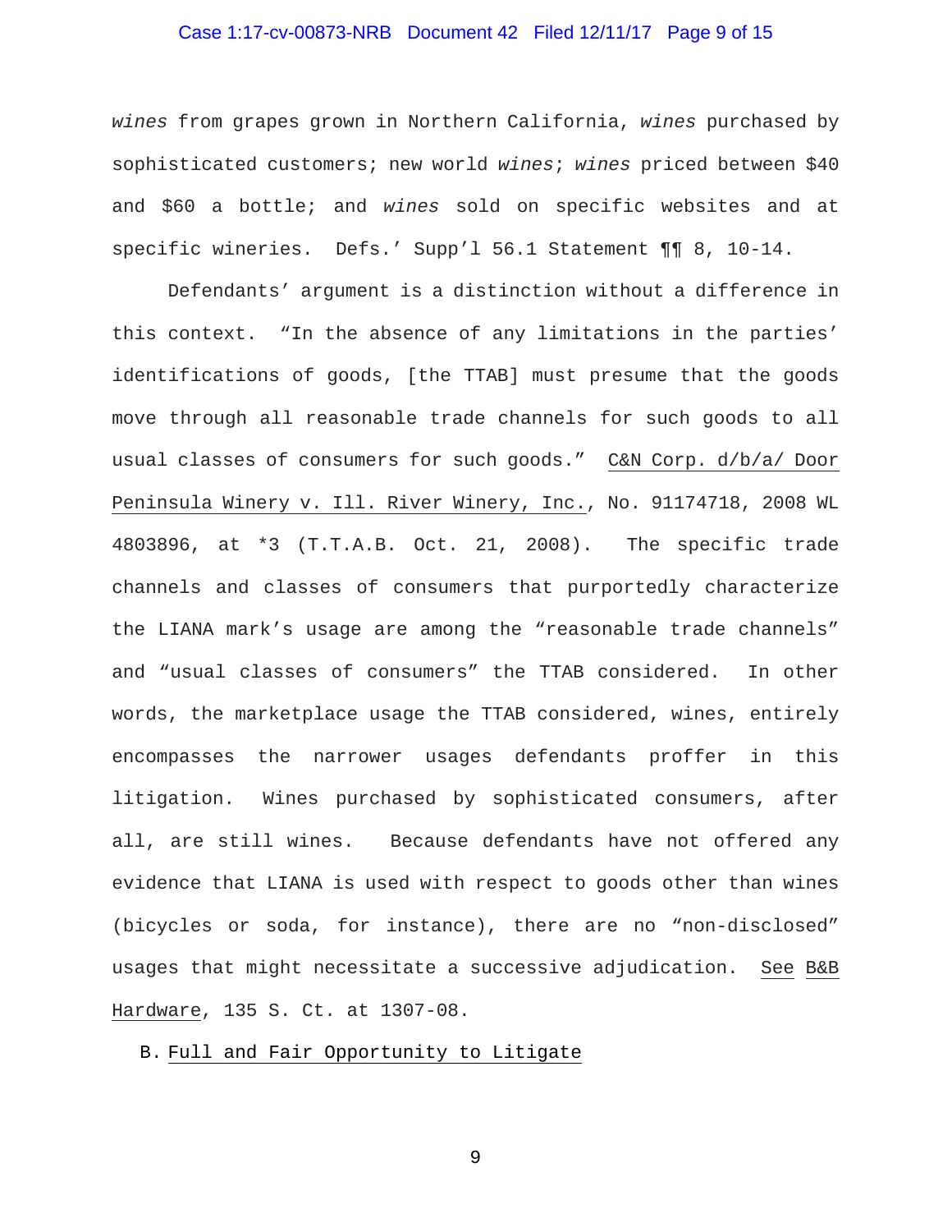*wines* from grapes grown in Northern California, *wines* purchased by sophisticated customers; new world *wines*; *wines* priced between $40 and $60 a bottle; and *wines* sold on specific websites and at specific wineries. Defs.' Supp'l 56.1 Statement ¶¶ 8, 10-14.

Defendants' argument is a distinction without a difference in this context. "In the absence of any limitations in the parties' identifications of goods, [the TTAB] must presume that the goods move through all reasonable trade channels for such goods to all usual classes of consumers for such goods." C&N Corp. d/b/a/ Door Peninsula Winery v. Ill. River Winery, Inc., No. 91174718, 2008 WL 4803896, at *3 (T.T.A.B. Oct. 21, 2008). The specific trade channels and classes of consumers that purportedly characterize the LIANA mark's usage are among the "reasonable trade channels" and "usual classes of consumers" the TTAB considered. In other words, the marketplace usage the TTAB considered, wines, entirely encompasses the narrower usages defendants proffer in this litigation. Wines purchased by sophisticated consumers, after all, are still wines. Because defendants have not offered any evidence that LIANA is used with respect to goods other than wines (bicycles or soda, for instance), there are no "non-disclosed" usages that might necessitate a successive adjudication. See B&B Hardware, 135 S. Ct. at 1307-08.

### B. Full and Fair Opportunity to Litigate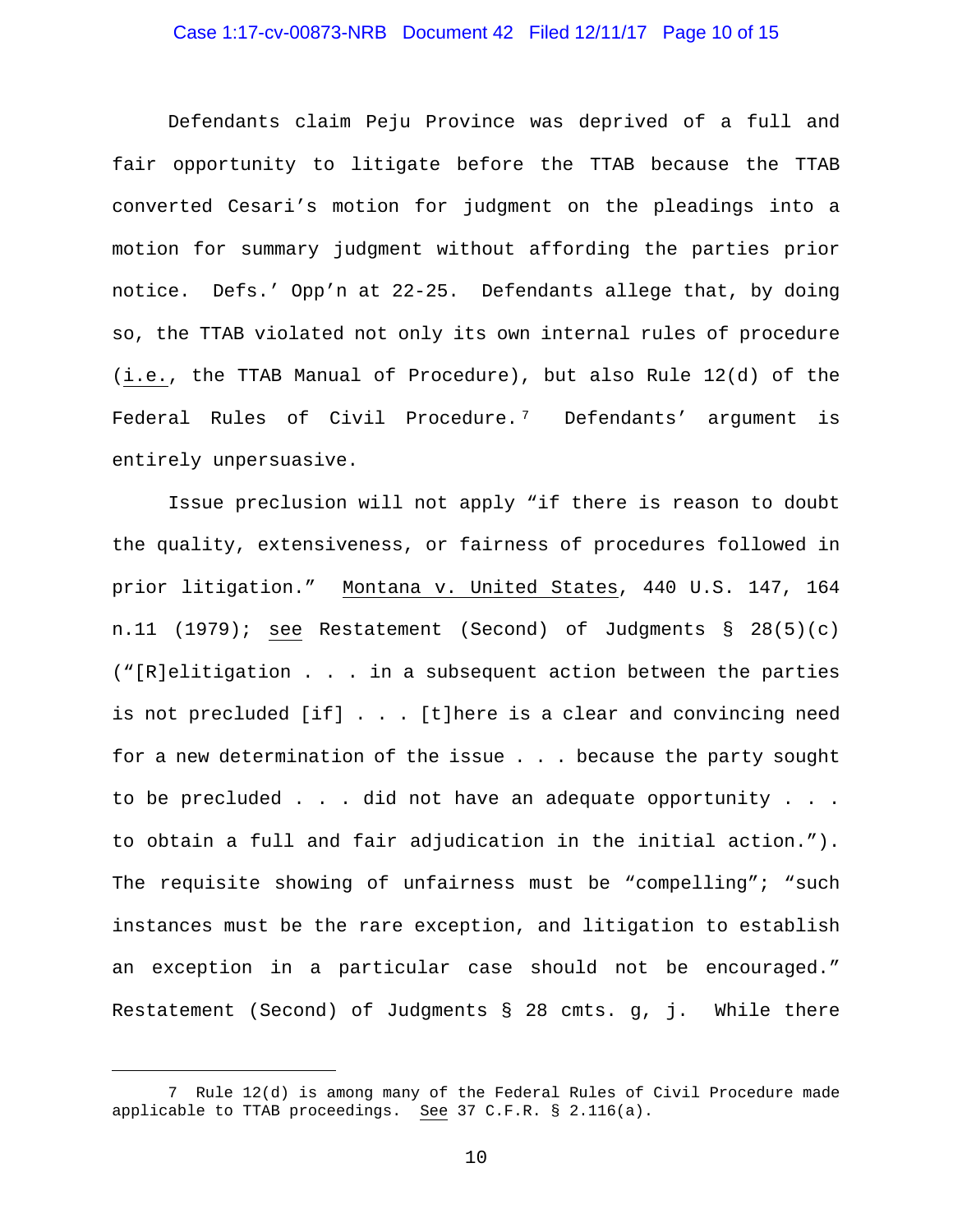Defendants claim Peju Province was deprived of a full and fair opportunity to litigate before the TTAB because the TTAB converted Cesari's motion for judgment on the pleadings into a motion for summary judgment without affording the parties prior notice. Defs.' Opp'n at 22-25. Defendants allege that, by doing so, the TTAB violated not only its own internal rules of procedure (i.e., the TTAB Manual of Procedure), but also Rule 12(d) of the Federal Rules of Civil Procedure.[7] Defendants' argument is entirely unpersuasive.

Issue preclusion will not apply "if there is reason to doubt the quality, extensiveness, or fairness of procedures followed in prior litigation." Montana v. United States, 440 U.S. 147, 164 n.11 (1979); see Restatement (Second) of Judgments § 28(5)(c) ("[R]elitigation . . . in a subsequent action between the parties is not precluded [if] . . . [t]here is a clear and convincing need for a new determination of the issue . . . because the party sought to be precluded . . . did not have an adequate opportunity . . . to obtain a full and fair adjudication in the initial action."). The requisite showing of unfairness must be "compelling"; "such instances must be the rare exception, and litigation to establish an exception in a particular case should not be encouraged." Restatement (Second) of Judgments § 28 cmts. g, j. While there

---

[7] Rule 12(d) is among many of the Federal Rules of Civil Procedure made applicable to TTAB proceedings. See 37 C.F.R. § 2.116(a).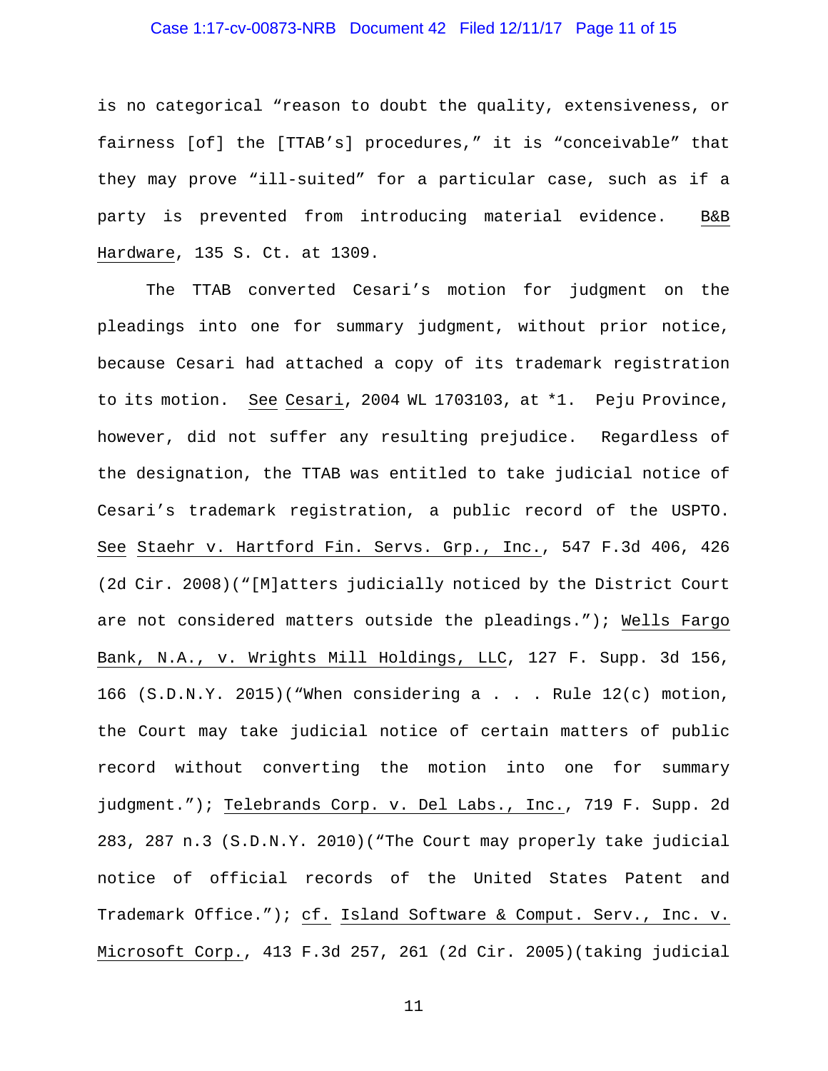is no categorical "reason to doubt the quality, extensiveness, or fairness [of] the [TTAB's] procedures," it is "conceivable" that they may prove "ill-suited" for a particular case, such as if a party is prevented from introducing material evidence. B&B Hardware, 135 S. Ct. at 1309.

The TTAB converted Cesari's motion for judgment on the pleadings into one for summary judgment, without prior notice, because Cesari had attached a copy of its trademark registration to its motion. See Cesari, 2004 WL 1703103, at *1. Peju Province, however, did not suffer any resulting prejudice. Regardless of the designation, the TTAB was entitled to take judicial notice of Cesari's trademark registration, a public record of the USPTO. See Staehr v. Hartford Fin. Servs. Grp., Inc., 547 F.3d 406, 426 (2d Cir. 2008)("[M]atters judicially noticed by the District Court are not considered matters outside the pleadings."); Wells Fargo Bank, N.A., v. Wrights Mill Holdings, LLC, 127 F. Supp. 3d 156, 166 (S.D.N.Y. 2015)("When considering a . . . Rule 12(c) motion, the Court may take judicial notice of certain matters of public record without converting the motion into one for summary judgment."); Telebrands Corp. v. Del Labs., Inc., 719 F. Supp. 2d 283, 287 n.3 (S.D.N.Y. 2010)("The Court may properly take judicial notice of official records of the United States Patent and Trademark Office."); cf. Island Software & Comput. Serv., Inc. v. Microsoft Corp., 413 F.3d 257, 261 (2d Cir. 2005)(taking judicial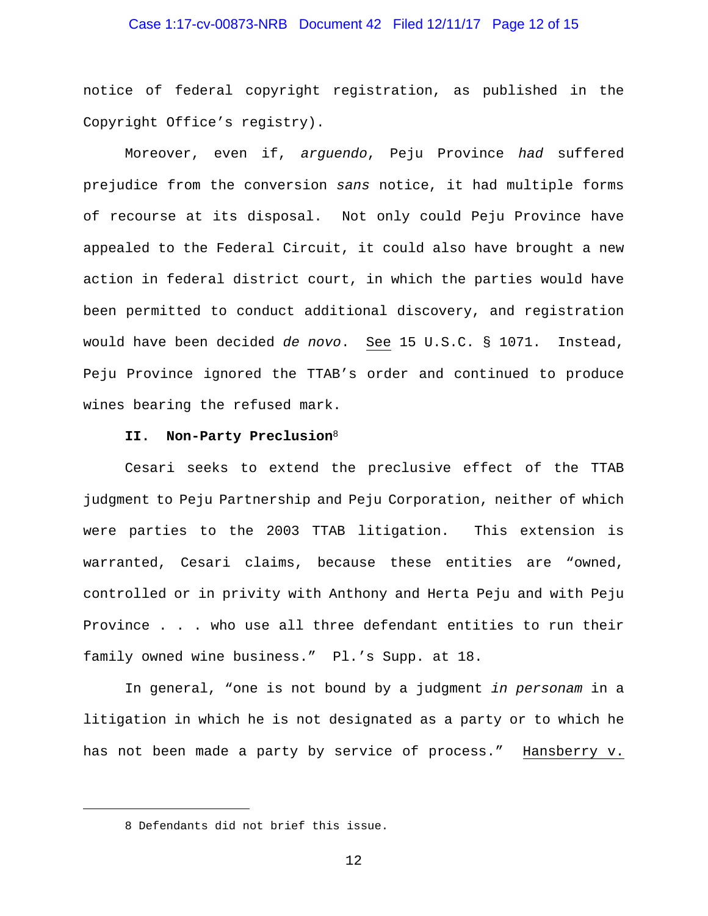notice of federal copyright registration, as published in the Copyright Office's registry).

Moreover, even if, *arguendo*, Peju Province *had* suffered prejudice from the conversion *sans* notice, it had multiple forms of recourse at its disposal. Not only could Peju Province have appealed to the Federal Circuit, it could also have brought a new action in federal district court, in which the parties would have been permitted to conduct additional discovery, and registration would have been decided *de novo*. See 15 U.S.C. § 1071. Instead, Peju Province ignored the TTAB's order and continued to produce wines bearing the refused mark.

**II. Non-Party Preclusion**[8]

Cesari seeks to extend the preclusive effect of the TTAB judgment to Peju Partnership and Peju Corporation, neither of which were parties to the 2003 TTAB litigation. This extension is warranted, Cesari claims, because these entities are "owned, controlled or in privity with Anthony and Herta Peju and with Peju Province . . . who use all three defendant entities to run their family owned wine business." Pl.'s Supp. at 18.

In general, "one is not bound by a judgment *in personam* in a litigation in which he is not designated as a party or to which he has not been made a party by service of process." Hansberry v.

---

8 Defendants did not brief this issue.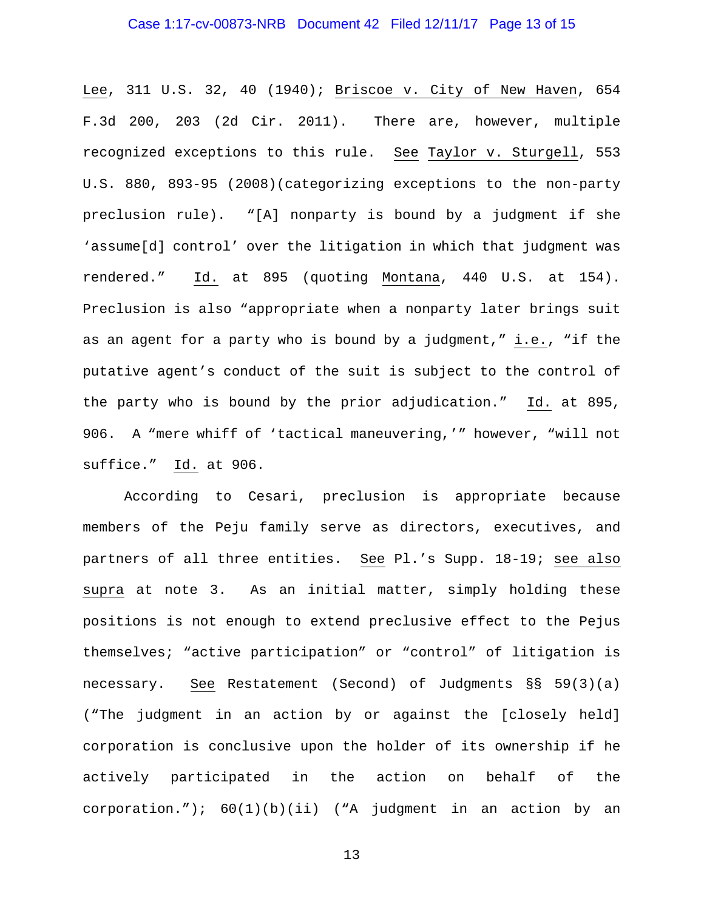Lee, 311 U.S. 32, 40 (1940); Briscoe v. City of New Haven, 654 F.3d 200, 203 (2d Cir. 2011). There are, however, multiple recognized exceptions to this rule. See Taylor v. Sturgell, 553 U.S. 880, 893-95 (2008)(categorizing exceptions to the non-party preclusion rule). "[A] nonparty is bound by a judgment if she 'assume[d] control' over the litigation in which that judgment was rendered." Id. at 895 (quoting Montana, 440 U.S. at 154). Preclusion is also "appropriate when a nonparty later brings suit as an agent for a party who is bound by a judgment," i.e., "if the putative agent's conduct of the suit is subject to the control of the party who is bound by the prior adjudication." Id. at 895, 906. A "mere whiff of 'tactical maneuvering,'" however, "will not suffice." Id. at 906.

According to Cesari, preclusion is appropriate because members of the Peju family serve as directors, executives, and partners of all three entities. See Pl.'s Supp. 18-19; see also supra at note 3. As an initial matter, simply holding these positions is not enough to extend preclusive effect to the Pejus themselves; "active participation" or "control" of litigation is necessary. See Restatement (Second) of Judgments §§ 59(3)(a) ("The judgment in an action by or against the [closely held] corporation is conclusive upon the holder of its ownership if he actively participated in the action on behalf of the corporation."); 60(1)(b)(ii) ("A judgment in an action by an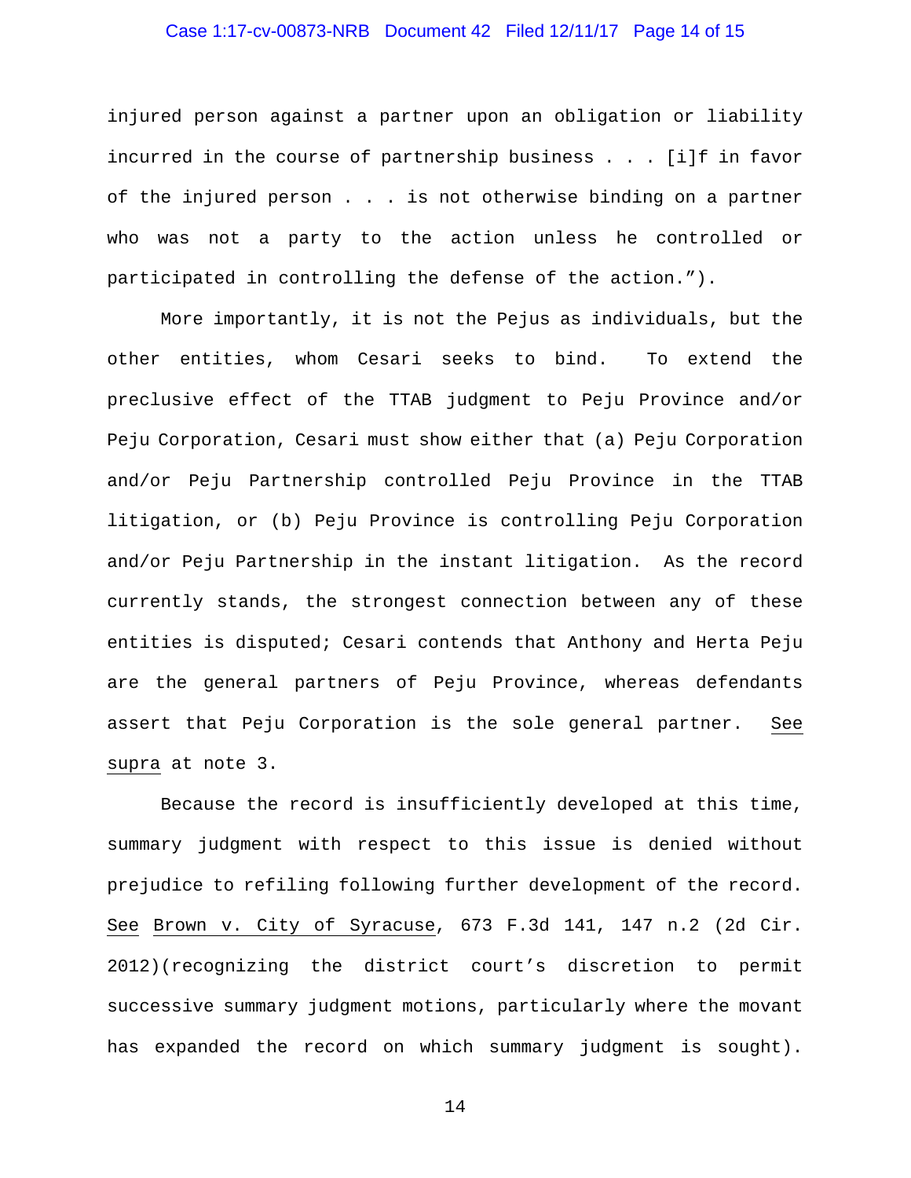injured person against a partner upon an obligation or liability incurred in the course of partnership business . . . [i]f in favor of the injured person . . . is not otherwise binding on a partner who was not a party to the action unless he controlled or participated in controlling the defense of the action.").

More importantly, it is not the Pejus as individuals, but the other entities, whom Cesari seeks to bind. To extend the preclusive effect of the TTAB judgment to Peju Province and/or Peju Corporation, Cesari must show either that (a) Peju Corporation and/or Peju Partnership controlled Peju Province in the TTAB litigation, or (b) Peju Province is controlling Peju Corporation and/or Peju Partnership in the instant litigation. As the record currently stands, the strongest connection between any of these entities is disputed; Cesari contends that Anthony and Herta Peju are the general partners of Peju Province, whereas defendants assert that Peju Corporation is the sole general partner. See supra at note 3.

Because the record is insufficiently developed at this time, summary judgment with respect to this issue is denied without prejudice to refiling following further development of the record. See Brown v. City of Syracuse, 673 F.3d 141, 147 n.2 (2d Cir. 2012)(recognizing the district court's discretion to permit successive summary judgment motions, particularly where the movant has expanded the record on which summary judgment is sought).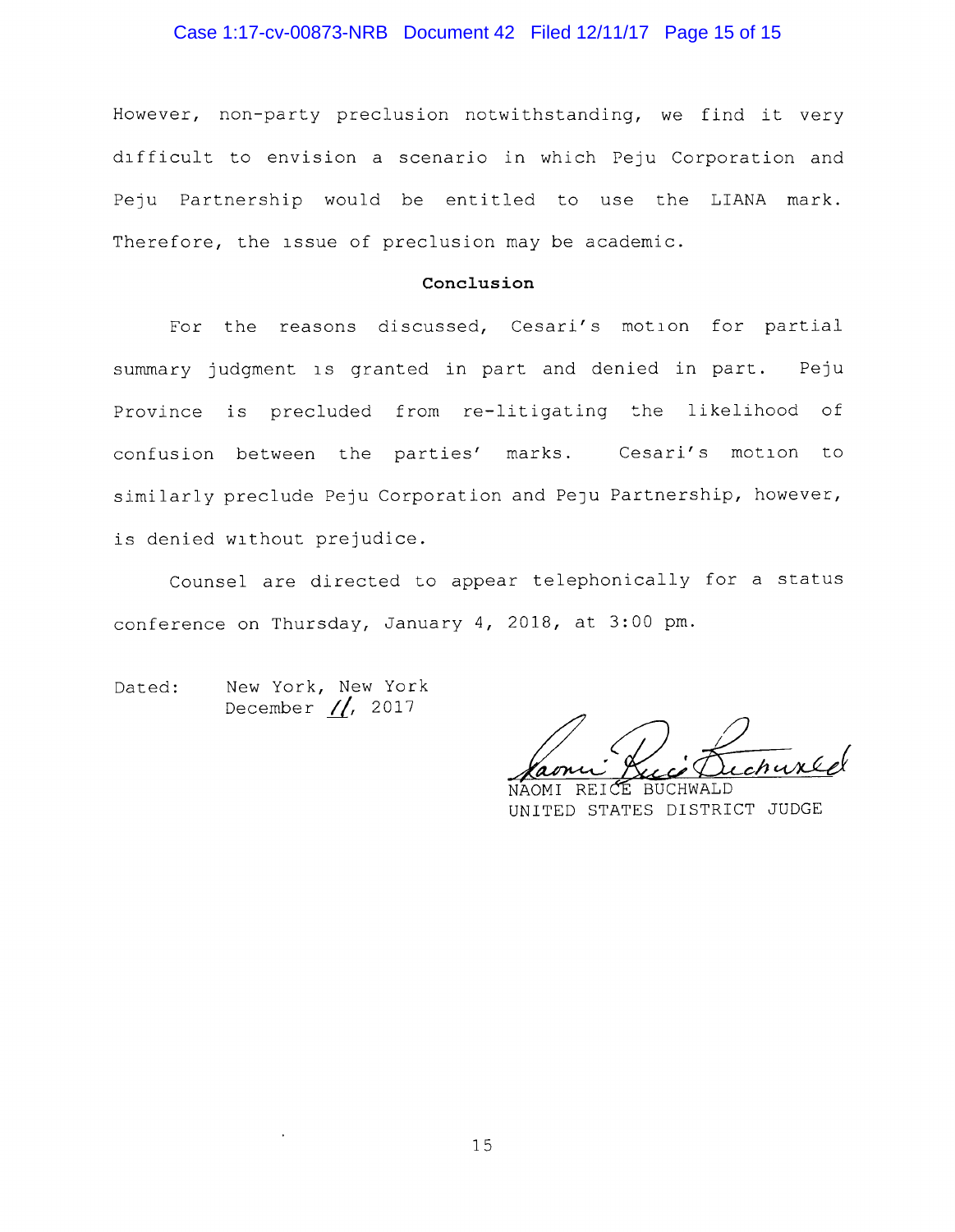However, non-party preclusion notwithstanding, we find it very difficult to envision a scenario in which Peju Corporation and Peju Partnership would be entitled to use the LIANA mark. Therefore, the issue of preclusion may be academic.

**Conclusion**

For the reasons discussed, Cesari's motion for partial summary judgment is granted in part and denied in part. Peju Province is precluded from re-litigating the likelihood of confusion between the parties' marks. Cesari's motion to similarly preclude Peju Corporation and Peju Partnership, however, is denied without prejudice.

Counsel are directed to appear telephonically for a status conference on Thursday, January 4, 2018, at 3:00 pm.

Dated: New York, New York
December 11, 2017

Naomi Reice Buchwald

NAOMI REICE BUCHWALD
UNITED STATES DISTRICT JUDGE